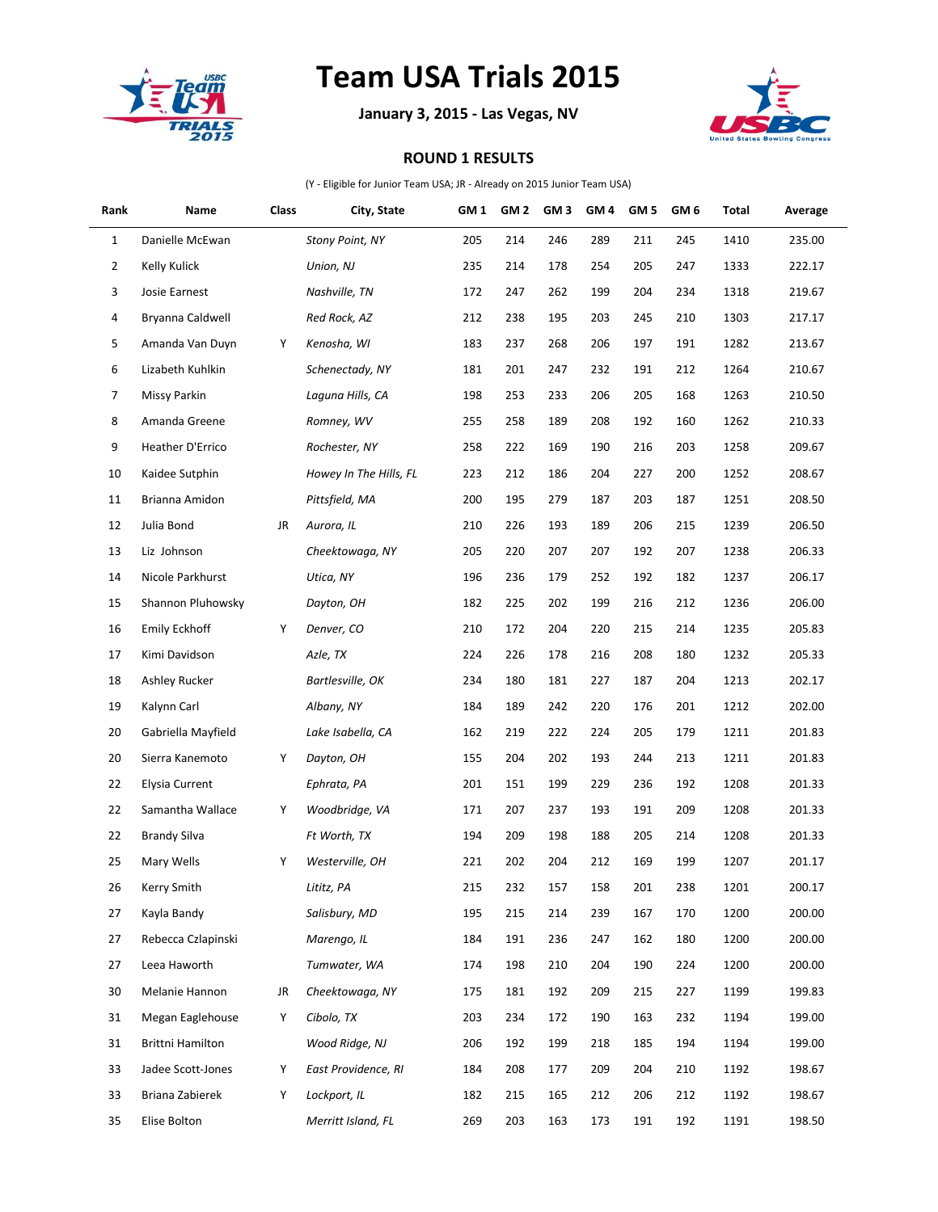# Team USA Trials 2015

**January 3, 2015 - Las Vegas, NV**

**ROUND 1 RESULTS**

(Y - Eligible for Junior Team USA; JR - Already on 2015 Junior Team USA)

| Rank | Name | Class | City, State | GM 1 | GM 2 | GM 3 | GM 4 | GM 5 | GM 6 | Total | Average |
|---|---|---|---|---|---|---|---|---|---|---|---|
| 1 | Danielle McEwan | | *Stony Point, NY* | 205 | 214 | 246 | 289 | 211 | 245 | 1410 | 235.00 |
| 2 | Kelly Kulick | | *Union, NJ* | 235 | 214 | 178 | 254 | 205 | 247 | 1333 | 222.17 |
| 3 | Josie Earnest | | *Nashville, TN* | 172 | 247 | 262 | 199 | 204 | 234 | 1318 | 219.67 |
| 4 | Bryanna Caldwell | | *Red Rock, AZ* | 212 | 238 | 195 | 203 | 245 | 210 | 1303 | 217.17 |
| 5 | Amanda Van Duyn | Y | *Kenosha, WI* | 183 | 237 | 268 | 206 | 197 | 191 | 1282 | 213.67 |
| 6 | Lizabeth Kuhlkin | | *Schenectady, NY* | 181 | 201 | 247 | 232 | 191 | 212 | 1264 | 210.67 |
| 7 | Missy Parkin | | *Laguna Hills, CA* | 198 | 253 | 233 | 206 | 205 | 168 | 1263 | 210.50 |
| 8 | Amanda Greene | | *Romney, WV* | 255 | 258 | 189 | 208 | 192 | 160 | 1262 | 210.33 |
| 9 | Heather D'Errico | | *Rochester, NY* | 258 | 222 | 169 | 190 | 216 | 203 | 1258 | 209.67 |
| 10 | Kaidee Sutphin | | *Howey In The Hills, FL* | 223 | 212 | 186 | 204 | 227 | 200 | 1252 | 208.67 |
| 11 | Brianna Amidon | | *Pittsfield, MA* | 200 | 195 | 279 | 187 | 203 | 187 | 1251 | 208.50 |
| 12 | Julia Bond | JR | *Aurora, IL* | 210 | 226 | 193 | 189 | 206 | 215 | 1239 | 206.50 |
| 13 | Liz Johnson | | *Cheektowaga, NY* | 205 | 220 | 207 | 207 | 192 | 207 | 1238 | 206.33 |
| 14 | Nicole Parkhurst | | *Utica, NY* | 196 | 236 | 179 | 252 | 192 | 182 | 1237 | 206.17 |
| 15 | Shannon Pluhowsky | | *Dayton, OH* | 182 | 225 | 202 | 199 | 216 | 212 | 1236 | 206.00 |
| 16 | Emily Eckhoff | Y | *Denver, CO* | 210 | 172 | 204 | 220 | 215 | 214 | 1235 | 205.83 |
| 17 | Kimi Davidson | | *Azle, TX* | 224 | 226 | 178 | 216 | 208 | 180 | 1232 | 205.33 |
| 18 | Ashley Rucker | | *Bartlesville, OK* | 234 | 180 | 181 | 227 | 187 | 204 | 1213 | 202.17 |
| 19 | Kalynn Carl | | *Albany, NY* | 184 | 189 | 242 | 220 | 176 | 201 | 1212 | 202.00 |
| 20 | Gabriella Mayfield | | *Lake Isabella, CA* | 162 | 219 | 222 | 224 | 205 | 179 | 1211 | 201.83 |
| 20 | Sierra Kanemoto | Y | *Dayton, OH* | 155 | 204 | 202 | 193 | 244 | 213 | 1211 | 201.83 |
| 22 | Elysia Current | | *Ephrata, PA* | 201 | 151 | 199 | 229 | 236 | 192 | 1208 | 201.33 |
| 22 | Samantha Wallace | Y | *Woodbridge, VA* | 171 | 207 | 237 | 193 | 191 | 209 | 1208 | 201.33 |
| 22 | Brandy Silva | | *Ft Worth, TX* | 194 | 209 | 198 | 188 | 205 | 214 | 1208 | 201.33 |
| 25 | Mary Wells | Y | *Westerville, OH* | 221 | 202 | 204 | 212 | 169 | 199 | 1207 | 201.17 |
| 26 | Kerry Smith | | *Lititz, PA* | 215 | 232 | 157 | 158 | 201 | 238 | 1201 | 200.17 |
| 27 | Kayla Bandy | | *Salisbury, MD* | 195 | 215 | 214 | 239 | 167 | 170 | 1200 | 200.00 |
| 27 | Rebecca Czlapinski | | *Marengo, IL* | 184 | 191 | 236 | 247 | 162 | 180 | 1200 | 200.00 |
| 27 | Leea Haworth | | *Tumwater, WA* | 174 | 198 | 210 | 204 | 190 | 224 | 1200 | 200.00 |
| 30 | Melanie Hannon | JR | *Cheektowaga, NY* | 175 | 181 | 192 | 209 | 215 | 227 | 1199 | 199.83 |
| 31 | Megan Eaglehouse | Y | *Cibolo, TX* | 203 | 234 | 172 | 190 | 163 | 232 | 1194 | 199.00 |
| 31 | Brittni Hamilton | | *Wood Ridge, NJ* | 206 | 192 | 199 | 218 | 185 | 194 | 1194 | 199.00 |
| 33 | Jadee Scott-Jones | Y | *East Providence, RI* | 184 | 208 | 177 | 209 | 204 | 210 | 1192 | 198.67 |
| 33 | Briana Zabierek | Y | *Lockport, IL* | 182 | 215 | 165 | 212 | 206 | 212 | 1192 | 198.67 |
| 35 | Elise Bolton | | *Merritt Island, FL* | 269 | 203 | 163 | 173 | 191 | 192 | 1191 | 198.50 |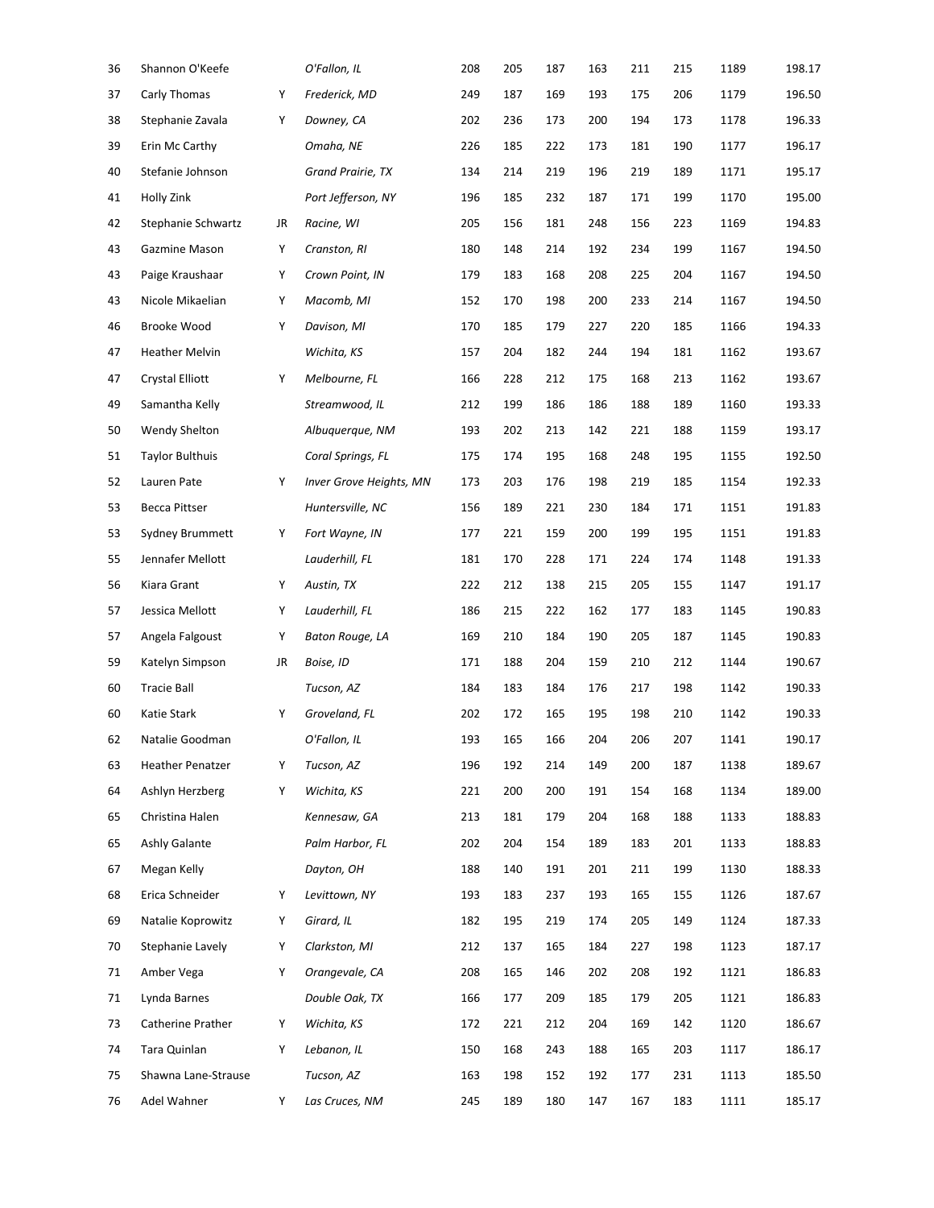| 36 | Shannon O'Keefe | | O'Fallon, IL | 208 | 205 | 187 | 163 | 211 | 215 | 1189 | 198.17 |
|---|---|---|---|---|---|---|---|---|---|---|---|
| 37 | Carly Thomas | Y | Frederick, MD | 249 | 187 | 169 | 193 | 175 | 206 | 1179 | 196.50 |
| 38 | Stephanie Zavala | Y | Downey, CA | 202 | 236 | 173 | 200 | 194 | 173 | 1178 | 196.33 |
| 39 | Erin Mc Carthy | | Omaha, NE | 226 | 185 | 222 | 173 | 181 | 190 | 1177 | 196.17 |
| 40 | Stefanie Johnson | | Grand Prairie, TX | 134 | 214 | 219 | 196 | 219 | 189 | 1171 | 195.17 |
| 41 | Holly Zink | | Port Jefferson, NY | 196 | 185 | 232 | 187 | 171 | 199 | 1170 | 195.00 |
| 42 | Stephanie Schwartz | JR | Racine, WI | 205 | 156 | 181 | 248 | 156 | 223 | 1169 | 194.83 |
| 43 | Gazmine Mason | Y | Cranston, RI | 180 | 148 | 214 | 192 | 234 | 199 | 1167 | 194.50 |
| 43 | Paige Kraushaar | Y | Crown Point, IN | 179 | 183 | 168 | 208 | 225 | 204 | 1167 | 194.50 |
| 43 | Nicole Mikaelian | Y | Macomb, MI | 152 | 170 | 198 | 200 | 233 | 214 | 1167 | 194.50 |
| 46 | Brooke Wood | Y | Davison, MI | 170 | 185 | 179 | 227 | 220 | 185 | 1166 | 194.33 |
| 47 | Heather Melvin | | Wichita, KS | 157 | 204 | 182 | 244 | 194 | 181 | 1162 | 193.67 |
| 47 | Crystal Elliott | Y | Melbourne, FL | 166 | 228 | 212 | 175 | 168 | 213 | 1162 | 193.67 |
| 49 | Samantha Kelly | | Streamwood, IL | 212 | 199 | 186 | 186 | 188 | 189 | 1160 | 193.33 |
| 50 | Wendy Shelton | | Albuquerque, NM | 193 | 202 | 213 | 142 | 221 | 188 | 1159 | 193.17 |
| 51 | Taylor Bulthuis | | Coral Springs, FL | 175 | 174 | 195 | 168 | 248 | 195 | 1155 | 192.50 |
| 52 | Lauren Pate | Y | Inver Grove Heights, MN | 173 | 203 | 176 | 198 | 219 | 185 | 1154 | 192.33 |
| 53 | Becca Pittser | | Huntersville, NC | 156 | 189 | 221 | 230 | 184 | 171 | 1151 | 191.83 |
| 53 | Sydney Brummett | Y | Fort Wayne, IN | 177 | 221 | 159 | 200 | 199 | 195 | 1151 | 191.83 |
| 55 | Jennafer Mellott | | Lauderhill, FL | 181 | 170 | 228 | 171 | 224 | 174 | 1148 | 191.33 |
| 56 | Kiara Grant | Y | Austin, TX | 222 | 212 | 138 | 215 | 205 | 155 | 1147 | 191.17 |
| 57 | Jessica Mellott | Y | Lauderhill, FL | 186 | 215 | 222 | 162 | 177 | 183 | 1145 | 190.83 |
| 57 | Angela Falgoust | Y | Baton Rouge, LA | 169 | 210 | 184 | 190 | 205 | 187 | 1145 | 190.83 |
| 59 | Katelyn Simpson | JR | Boise, ID | 171 | 188 | 204 | 159 | 210 | 212 | 1144 | 190.67 |
| 60 | Tracie Ball | | Tucson, AZ | 184 | 183 | 184 | 176 | 217 | 198 | 1142 | 190.33 |
| 60 | Katie Stark | Y | Groveland, FL | 202 | 172 | 165 | 195 | 198 | 210 | 1142 | 190.33 |
| 62 | Natalie Goodman | | O'Fallon, IL | 193 | 165 | 166 | 204 | 206 | 207 | 1141 | 190.17 |
| 63 | Heather Penatzer | Y | Tucson, AZ | 196 | 192 | 214 | 149 | 200 | 187 | 1138 | 189.67 |
| 64 | Ashlyn Herzberg | Y | Wichita, KS | 221 | 200 | 200 | 191 | 154 | 168 | 1134 | 189.00 |
| 65 | Christina Halen | | Kennesaw, GA | 213 | 181 | 179 | 204 | 168 | 188 | 1133 | 188.83 |
| 65 | Ashly Galante | | Palm Harbor, FL | 202 | 204 | 154 | 189 | 183 | 201 | 1133 | 188.83 |
| 67 | Megan Kelly | | Dayton, OH | 188 | 140 | 191 | 201 | 211 | 199 | 1130 | 188.33 |
| 68 | Erica Schneider | Y | Levittown, NY | 193 | 183 | 237 | 193 | 165 | 155 | 1126 | 187.67 |
| 69 | Natalie Koprowitz | Y | Girard, IL | 182 | 195 | 219 | 174 | 205 | 149 | 1124 | 187.33 |
| 70 | Stephanie Lavely | Y | Clarkston, MI | 212 | 137 | 165 | 184 | 227 | 198 | 1123 | 187.17 |
| 71 | Amber Vega | Y | Orangevale, CA | 208 | 165 | 146 | 202 | 208 | 192 | 1121 | 186.83 |
| 71 | Lynda Barnes | | Double Oak, TX | 166 | 177 | 209 | 185 | 179 | 205 | 1121 | 186.83 |
| 73 | Catherine Prather | Y | Wichita, KS | 172 | 221 | 212 | 204 | 169 | 142 | 1120 | 186.67 |
| 74 | Tara Quinlan | Y | Lebanon, IL | 150 | 168 | 243 | 188 | 165 | 203 | 1117 | 186.17 |
| 75 | Shawna Lane-Strause | | Tucson, AZ | 163 | 198 | 152 | 192 | 177 | 231 | 1113 | 185.50 |
| 76 | Adel Wahner | Y | Las Cruces, NM | 245 | 189 | 180 | 147 | 167 | 183 | 1111 | 185.17 |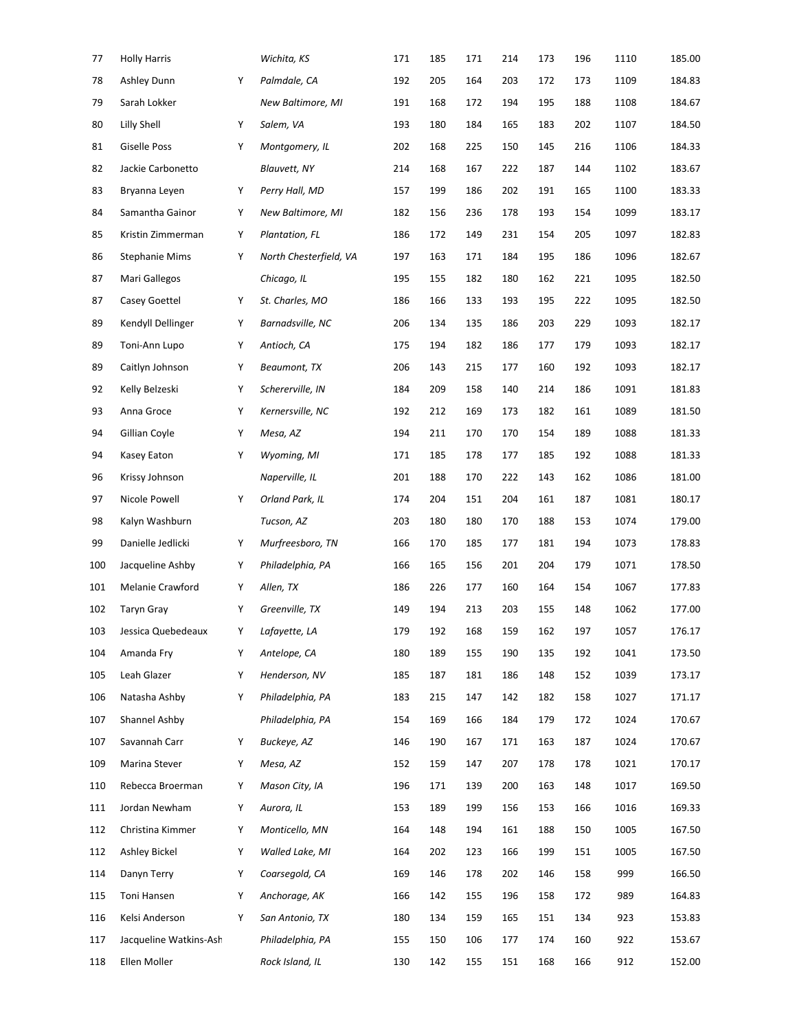| | | | | | | | | | | | |
|---|---|---|---|---|---|---|---|---|---|---|---|
| 77 | Holly Harris | | *Wichita, KS* | 171 | 185 | 171 | 214 | 173 | 196 | 1110 | 185.00 |
| 78 | Ashley Dunn | Y | *Palmdale, CA* | 192 | 205 | 164 | 203 | 172 | 173 | 1109 | 184.83 |
| 79 | Sarah Lokker | | *New Baltimore, MI* | 191 | 168 | 172 | 194 | 195 | 188 | 1108 | 184.67 |
| 80 | Lilly Shell | Y | *Salem, VA* | 193 | 180 | 184 | 165 | 183 | 202 | 1107 | 184.50 |
| 81 | Giselle Poss | Y | *Montgomery, IL* | 202 | 168 | 225 | 150 | 145 | 216 | 1106 | 184.33 |
| 82 | Jackie Carbonetto | | *Blauvett, NY* | 214 | 168 | 167 | 222 | 187 | 144 | 1102 | 183.67 |
| 83 | Bryanna Leyen | Y | *Perry Hall, MD* | 157 | 199 | 186 | 202 | 191 | 165 | 1100 | 183.33 |
| 84 | Samantha Gainor | Y | *New Baltimore, MI* | 182 | 156 | 236 | 178 | 193 | 154 | 1099 | 183.17 |
| 85 | Kristin Zimmerman | Y | *Plantation, FL* | 186 | 172 | 149 | 231 | 154 | 205 | 1097 | 182.83 |
| 86 | Stephanie Mims | Y | *North Chesterfield, VA* | 197 | 163 | 171 | 184 | 195 | 186 | 1096 | 182.67 |
| 87 | Mari Gallegos | | *Chicago, IL* | 195 | 155 | 182 | 180 | 162 | 221 | 1095 | 182.50 |
| 87 | Casey Goettel | Y | *St. Charles, MO* | 186 | 166 | 133 | 193 | 195 | 222 | 1095 | 182.50 |
| 89 | Kendyll Dellinger | Y | *Barnadsville, NC* | 206 | 134 | 135 | 186 | 203 | 229 | 1093 | 182.17 |
| 89 | Toni-Ann Lupo | Y | *Antioch, CA* | 175 | 194 | 182 | 186 | 177 | 179 | 1093 | 182.17 |
| 89 | Caitlyn Johnson | Y | *Beaumont, TX* | 206 | 143 | 215 | 177 | 160 | 192 | 1093 | 182.17 |
| 92 | Kelly Belzeski | Y | *Schererville, IN* | 184 | 209 | 158 | 140 | 214 | 186 | 1091 | 181.83 |
| 93 | Anna Groce | Y | *Kernersville, NC* | 192 | 212 | 169 | 173 | 182 | 161 | 1089 | 181.50 |
| 94 | Gillian Coyle | Y | *Mesa, AZ* | 194 | 211 | 170 | 170 | 154 | 189 | 1088 | 181.33 |
| 94 | Kasey Eaton | Y | *Wyoming, MI* | 171 | 185 | 178 | 177 | 185 | 192 | 1088 | 181.33 |
| 96 | Krissy Johnson | | *Naperville, IL* | 201 | 188 | 170 | 222 | 143 | 162 | 1086 | 181.00 |
| 97 | Nicole Powell | Y | *Orland Park, IL* | 174 | 204 | 151 | 204 | 161 | 187 | 1081 | 180.17 |
| 98 | Kalyn Washburn | | *Tucson, AZ* | 203 | 180 | 180 | 170 | 188 | 153 | 1074 | 179.00 |
| 99 | Danielle Jedlicki | Y | *Murfreesboro, TN* | 166 | 170 | 185 | 177 | 181 | 194 | 1073 | 178.83 |
| 100 | Jacqueline Ashby | Y | *Philadelphia, PA* | 166 | 165 | 156 | 201 | 204 | 179 | 1071 | 178.50 |
| 101 | Melanie Crawford | Y | *Allen, TX* | 186 | 226 | 177 | 160 | 164 | 154 | 1067 | 177.83 |
| 102 | Taryn Gray | Y | *Greenville, TX* | 149 | 194 | 213 | 203 | 155 | 148 | 1062 | 177.00 |
| 103 | Jessica Quebedeaux | Y | *Lafayette, LA* | 179 | 192 | 168 | 159 | 162 | 197 | 1057 | 176.17 |
| 104 | Amanda Fry | Y | *Antelope, CA* | 180 | 189 | 155 | 190 | 135 | 192 | 1041 | 173.50 |
| 105 | Leah Glazer | Y | *Henderson, NV* | 185 | 187 | 181 | 186 | 148 | 152 | 1039 | 173.17 |
| 106 | Natasha Ashby | Y | *Philadelphia, PA* | 183 | 215 | 147 | 142 | 182 | 158 | 1027 | 171.17 |
| 107 | Shannel Ashby | | *Philadelphia, PA* | 154 | 169 | 166 | 184 | 179 | 172 | 1024 | 170.67 |
| 107 | Savannah Carr | Y | *Buckeye, AZ* | 146 | 190 | 167 | 171 | 163 | 187 | 1024 | 170.67 |
| 109 | Marina Stever | Y | *Mesa, AZ* | 152 | 159 | 147 | 207 | 178 | 178 | 1021 | 170.17 |
| 110 | Rebecca Broerman | Y | *Mason City, IA* | 196 | 171 | 139 | 200 | 163 | 148 | 1017 | 169.50 |
| 111 | Jordan Newham | Y | *Aurora, IL* | 153 | 189 | 199 | 156 | 153 | 166 | 1016 | 169.33 |
| 112 | Christina Kimmer | Y | *Monticello, MN* | 164 | 148 | 194 | 161 | 188 | 150 | 1005 | 167.50 |
| 112 | Ashley Bickel | Y | *Walled Lake, MI* | 164 | 202 | 123 | 166 | 199 | 151 | 1005 | 167.50 |
| 114 | Danyn Terry | Y | *Coarsegold, CA* | 169 | 146 | 178 | 202 | 146 | 158 | 999 | 166.50 |
| 115 | Toni Hansen | Y | *Anchorage, AK* | 166 | 142 | 155 | 196 | 158 | 172 | 989 | 164.83 |
| 116 | Kelsi Anderson | Y | *San Antonio, TX* | 180 | 134 | 159 | 165 | 151 | 134 | 923 | 153.83 |
| 117 | Jacqueline Watkins-Ash | | *Philadelphia, PA* | 155 | 150 | 106 | 177 | 174 | 160 | 922 | 153.67 |
| 118 | Ellen Moller | | *Rock Island, IL* | 130 | 142 | 155 | 151 | 168 | 166 | 912 | 152.00 |